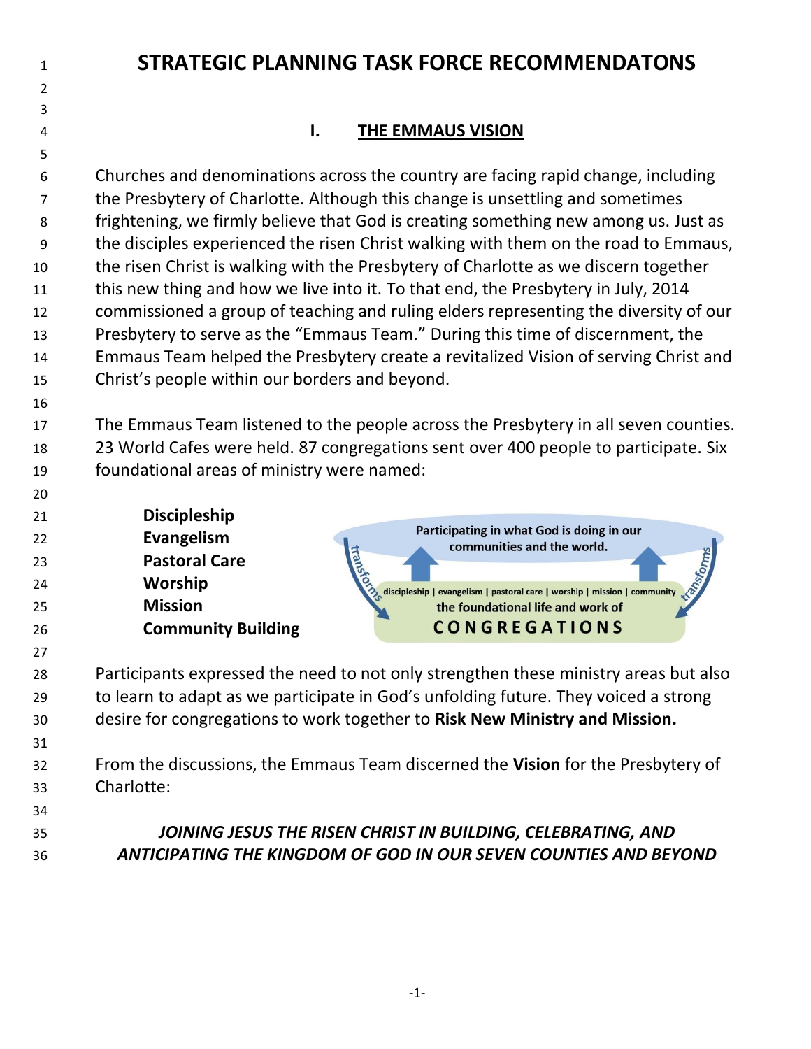# STRATEGIC PLANNING TASK FORCE RECOMMENDATONS

## I. THE EMMAUS VISION

Churches and denominations across the country are facing rapid change, including the Presbytery of Charlotte. Although this change is unsettling and sometimes frightening, we firmly believe that God is creating something new among us. Just as the disciples experienced the risen Christ walking with them on the road to Emmaus, the risen Christ is walking with the Presbytery of Charlotte as we discern together this new thing and how we live into it. To that end, the Presbytery in July, 2014 commissioned a group of teaching and ruling elders representing the diversity of our Presbytery to serve as the "Emmaus Team." During this time of discernment, the Emmaus Team helped the Presbytery create a revitalized Vision of serving Christ and Christ's people within our borders and beyond.

The Emmaus Team listened to the people across the Presbytery in all seven counties. 23 World Cafes were held. 87 congregations sent over 400 people to participate. Six foundational areas of ministry were named:

**Discipleship**
**Evangelism**
**Pastoral Care**
**Worship**
**Mission**
**Community Building**

Participating in what God is doing in our communities and the world.

transforms

discipleship | evangelism | pastoral care | worship | mission | community

the foundational life and work of

CONGREGATIONS

transforms

Participants expressed the need to not only strengthen these ministry areas but also to learn to adapt as we participate in God's unfolding future. They voiced a strong desire for congregations to work together to **Risk New Ministry and Mission.**

From the discussions, the Emmaus Team discerned the **Vision** for the Presbytery of Charlotte:

***JOINING JESUS THE RISEN CHRIST IN BUILDING, CELEBRATING, AND ANTICIPATING THE KINGDOM OF GOD IN OUR SEVEN COUNTIES AND BEYOND***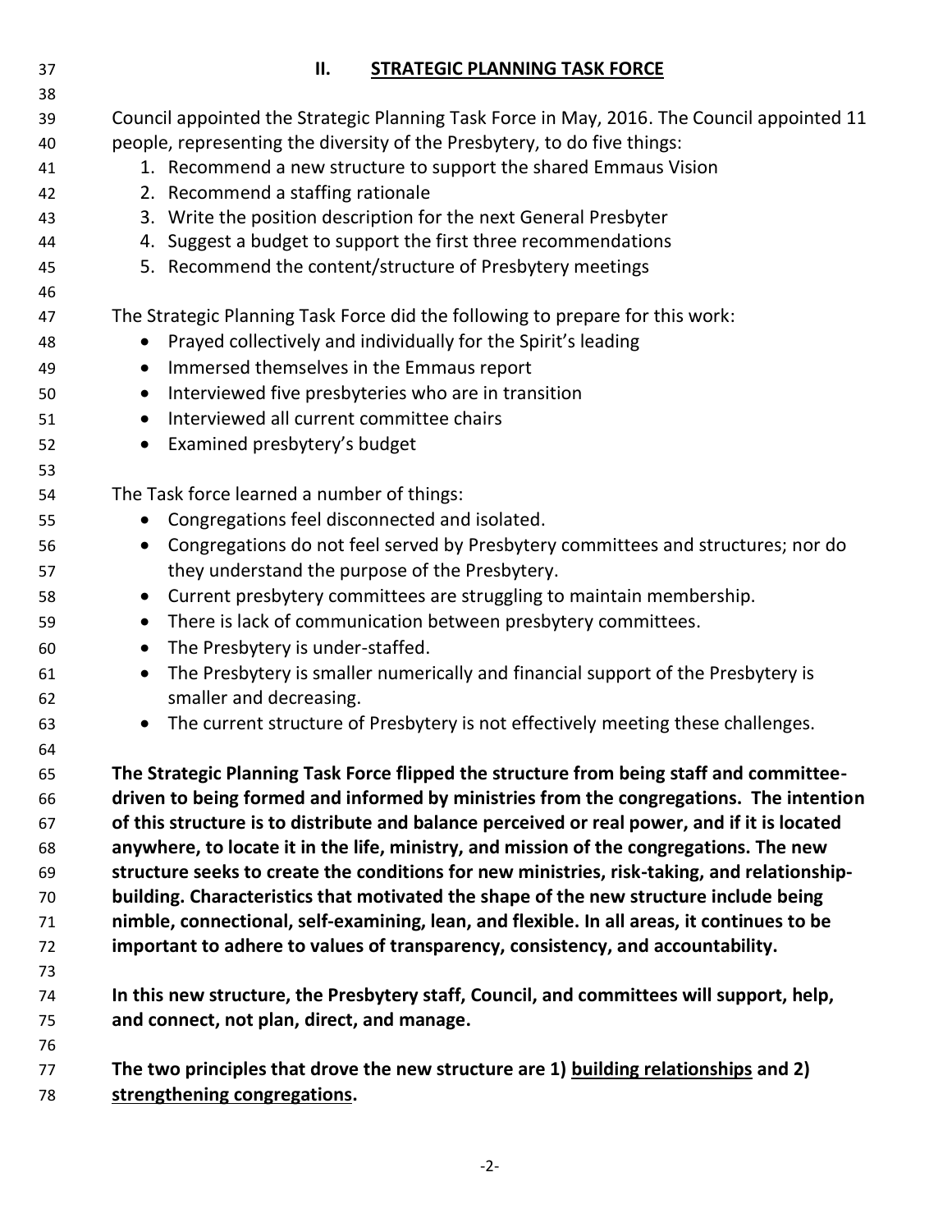## II. STRATEGIC PLANNING TASK FORCE

Council appointed the Strategic Planning Task Force in May, 2016. The Council appointed 11 people, representing the diversity of the Presbytery, to do five things:

1. Recommend a new structure to support the shared Emmaus Vision
2. Recommend a staffing rationale
3. Write the position description for the next General Presbyter
4. Suggest a budget to support the first three recommendations
5. Recommend the content/structure of Presbytery meetings

The Strategic Planning Task Force did the following to prepare for this work:

- Prayed collectively and individually for the Spirit's leading
- Immersed themselves in the Emmaus report
- Interviewed five presbyteries who are in transition
- Interviewed all current committee chairs
- Examined presbytery's budget

The Task force learned a number of things:

- Congregations feel disconnected and isolated.
- Congregations do not feel served by Presbytery committees and structures; nor do they understand the purpose of the Presbytery.
- Current presbytery committees are struggling to maintain membership.
- There is lack of communication between presbytery committees.
- The Presbytery is under-staffed.
- The Presbytery is smaller numerically and financial support of the Presbytery is smaller and decreasing.
- The current structure of Presbytery is not effectively meeting these challenges.

**The Strategic Planning Task Force flipped the structure from being staff and committee-driven to being formed and informed by ministries from the congregations. The intention of this structure is to distribute and balance perceived or real power, and if it is located anywhere, to locate it in the life, ministry, and mission of the congregations. The new structure seeks to create the conditions for new ministries, risk-taking, and relationship-building. Characteristics that motivated the shape of the new structure include being nimble, connectional, self-examining, lean, and flexible. In all areas, it continues to be important to adhere to values of transparency, consistency, and accountability.**

**In this new structure, the Presbytery staff, Council, and committees will support, help, and connect, not plan, direct, and manage.**

**The two principles that drove the new structure are 1) <u>building relationships</u> and 2) <u>strengthening congregations</u>.**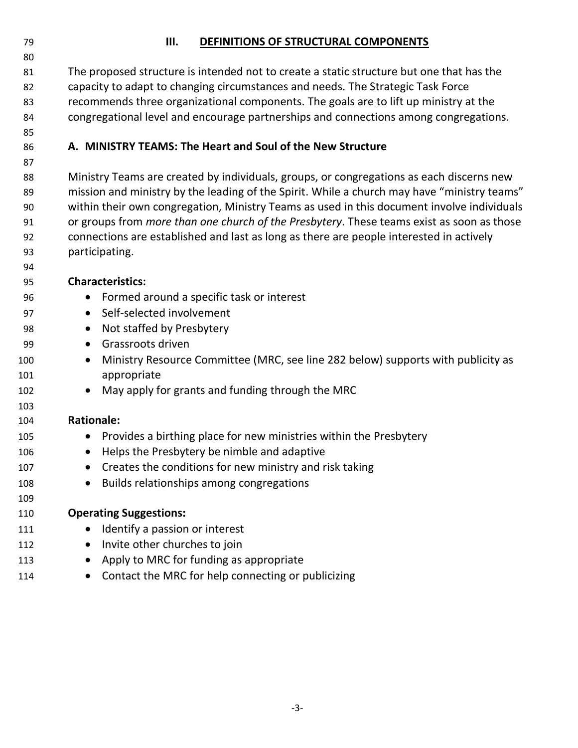## III. DEFINITIONS OF STRUCTURAL COMPONENTS

The proposed structure is intended not to create a static structure but one that has the capacity to adapt to changing circumstances and needs. The Strategic Task Force recommends three organizational components. The goals are to lift up ministry at the congregational level and encourage partnerships and connections among congregations.

### A. MINISTRY TEAMS: The Heart and Soul of the New Structure

Ministry Teams are created by individuals, groups, or congregations as each discerns new mission and ministry by the leading of the Spirit. While a church may have "ministry teams" within their own congregation, Ministry Teams as used in this document involve individuals or groups from *more than one church of the Presbytery*. These teams exist as soon as those connections are established and last as long as there are people interested in actively participating.

**Characteristics:**

- Formed around a specific task or interest
- Self-selected involvement
- Not staffed by Presbytery
- Grassroots driven
- Ministry Resource Committee (MRC, see line 282 below) supports with publicity as appropriate
- May apply for grants and funding through the MRC

**Rationale:**

- Provides a birthing place for new ministries within the Presbytery
- Helps the Presbytery be nimble and adaptive
- Creates the conditions for new ministry and risk taking
- Builds relationships among congregations

**Operating Suggestions:**

- Identify a passion or interest
- Invite other churches to join
- Apply to MRC for funding as appropriate
- Contact the MRC for help connecting or publicizing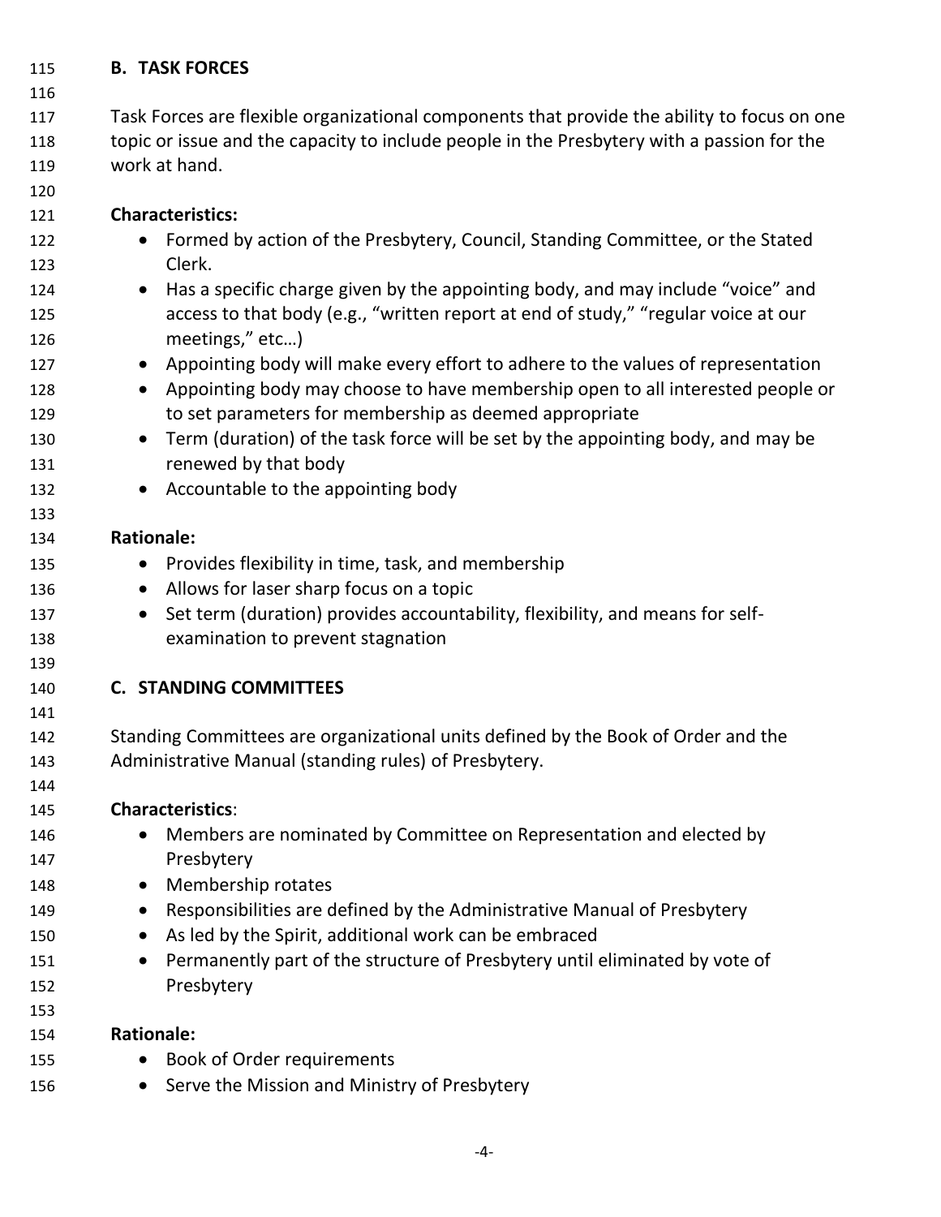## B. TASK FORCES

Task Forces are flexible organizational components that provide the ability to focus on one topic or issue and the capacity to include people in the Presbytery with a passion for the work at hand.

**Characteristics:**

- Formed by action of the Presbytery, Council, Standing Committee, or the Stated Clerk.
- Has a specific charge given by the appointing body, and may include "voice" and access to that body (e.g., "written report at end of study," "regular voice at our meetings," etc…)
- Appointing body will make every effort to adhere to the values of representation
- Appointing body may choose to have membership open to all interested people or to set parameters for membership as deemed appropriate
- Term (duration) of the task force will be set by the appointing body, and may be renewed by that body
- Accountable to the appointing body

**Rationale:**

- Provides flexibility in time, task, and membership
- Allows for laser sharp focus on a topic
- Set term (duration) provides accountability, flexibility, and means for self-examination to prevent stagnation

## C. STANDING COMMITTEES

Standing Committees are organizational units defined by the Book of Order and the Administrative Manual (standing rules) of Presbytery.

**Characteristics**:

- Members are nominated by Committee on Representation and elected by Presbytery
- Membership rotates
- Responsibilities are defined by the Administrative Manual of Presbytery
- As led by the Spirit, additional work can be embraced
- Permanently part of the structure of Presbytery until eliminated by vote of Presbytery

**Rationale:**

- Book of Order requirements
- Serve the Mission and Ministry of Presbytery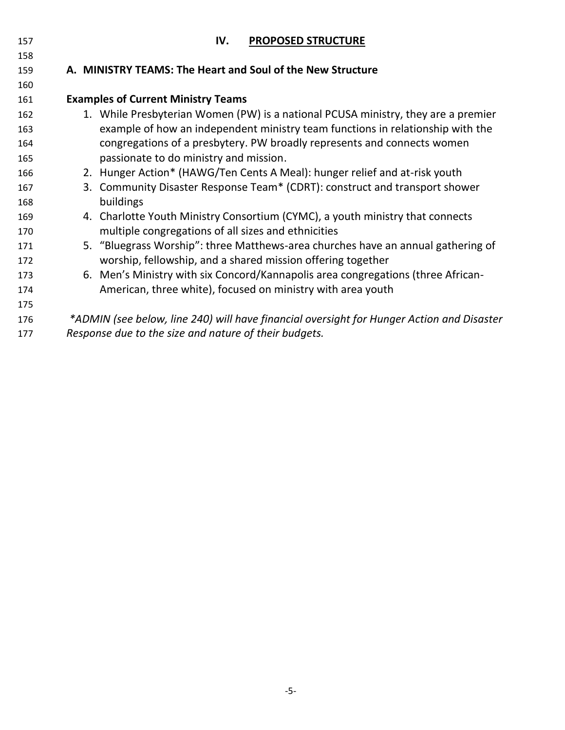## IV. PROPOSED STRUCTURE

### A. MINISTRY TEAMS: The Heart and Soul of the New Structure

**Examples of Current Ministry Teams**

1. While Presbyterian Women (PW) is a national PCUSA ministry, they are a premier example of how an independent ministry team functions in relationship with the congregations of a presbytery. PW broadly represents and connects women passionate to do ministry and mission.
2. Hunger Action* (HAWG/Ten Cents A Meal): hunger relief and at-risk youth
3. Community Disaster Response Team* (CDRT): construct and transport shower buildings
4. Charlotte Youth Ministry Consortium (CYMC), a youth ministry that connects multiple congregations of all sizes and ethnicities
5. "Bluegrass Worship": three Matthews-area churches have an annual gathering of worship, fellowship, and a shared mission offering together
6. Men's Ministry with six Concord/Kannapolis area congregations (three African-American, three white), focused on ministry with area youth

*\*ADMIN (see below, line 240) will have financial oversight for Hunger Action and Disaster Response due to the size and nature of their budgets.*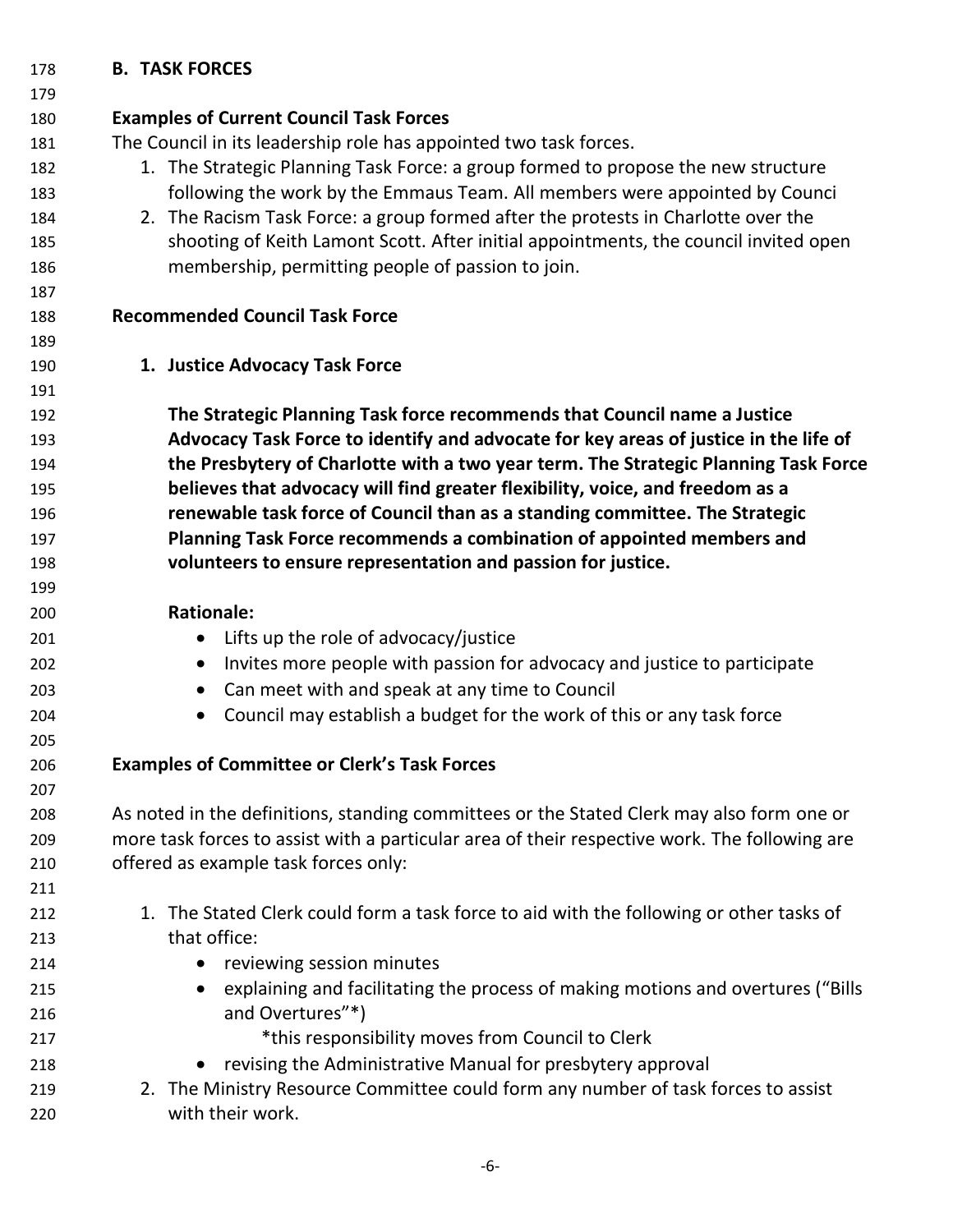## B. TASK FORCES

### Examples of Current Council Task Forces

The Council in its leadership role has appointed two task forces.

1. The Strategic Planning Task Force: a group formed to propose the new structure following the work by the Emmaus Team. All members were appointed by Counci
2. The Racism Task Force: a group formed after the protests in Charlotte over the shooting of Keith Lamont Scott. After initial appointments, the council invited open membership, permitting people of passion to join.

### Recommended Council Task Force

1. **Justice Advocacy Task Force**

   **The Strategic Planning Task force recommends that Council name a Justice Advocacy Task Force to identify and advocate for key areas of justice in the life of the Presbytery of Charlotte with a two year term. The Strategic Planning Task Force believes that advocacy will find greater flexibility, voice, and freedom as a renewable task force of Council than as a standing committee. The Strategic Planning Task Force recommends a combination of appointed members and volunteers to ensure representation and passion for justice.**

   **Rationale:**

   - Lifts up the role of advocacy/justice
   - Invites more people with passion for advocacy and justice to participate
   - Can meet with and speak at any time to Council
   - Council may establish a budget for the work of this or any task force

### Examples of Committee or Clerk's Task Forces

As noted in the definitions, standing committees or the Stated Clerk may also form one or more task forces to assist with a particular area of their respective work. The following are offered as example task forces only:

1. The Stated Clerk could form a task force to aid with the following or other tasks of that office:
   - reviewing session minutes
   - explaining and facilitating the process of making motions and overtures ("Bills and Overtures"*)
     
     *this responsibility moves from Council to Clerk
   - revising the Administrative Manual for presbytery approval
2. The Ministry Resource Committee could form any number of task forces to assist with their work.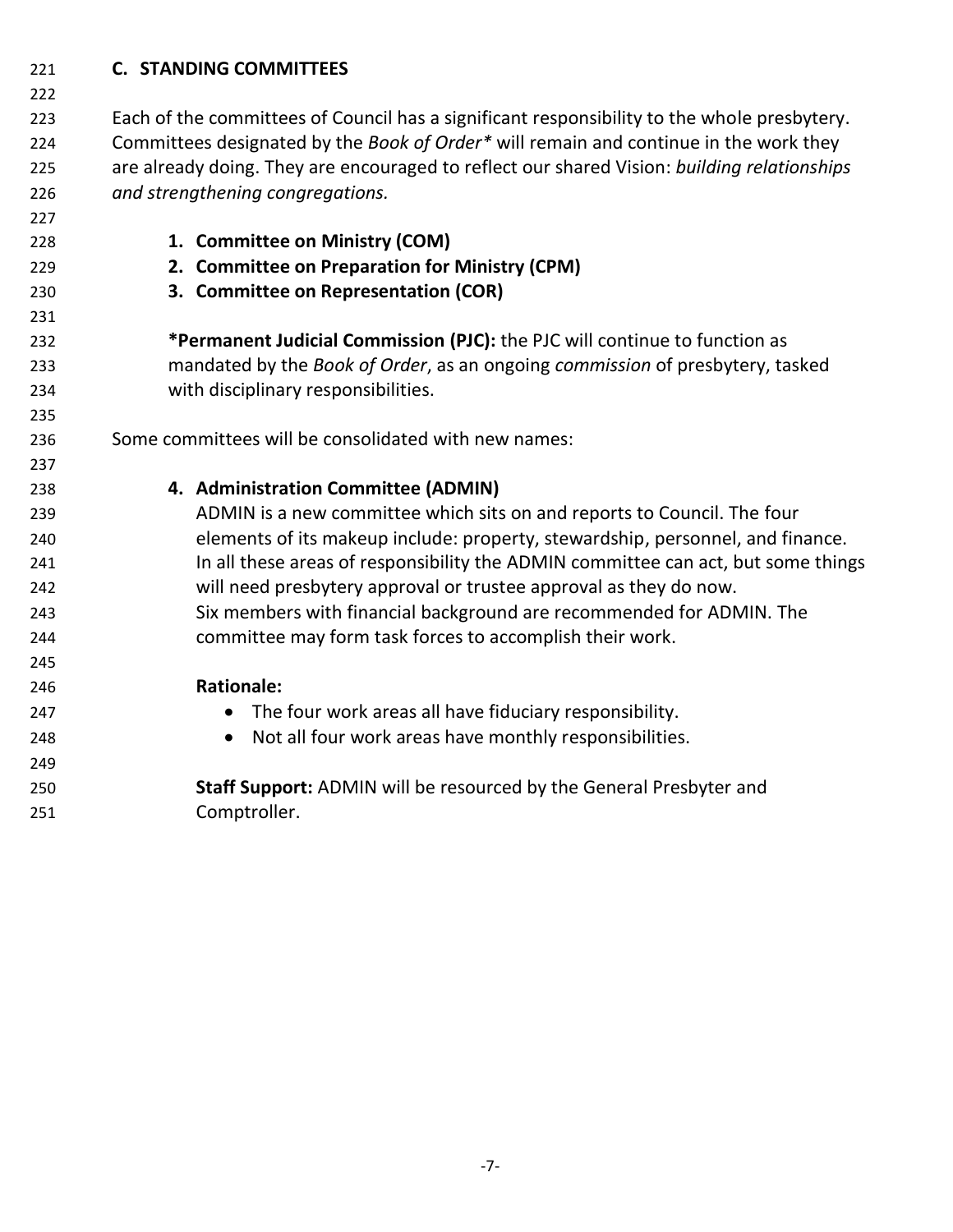## C. STANDING COMMITTEES

Each of the committees of Council has a significant responsibility to the whole presbytery. Committees designated by the *Book of Order** will remain and continue in the work they are already doing. They are encouraged to reflect our shared Vision: *building relationships and strengthening congregations.*

1. **Committee on Ministry (COM)**
2. **Committee on Preparation for Ministry (CPM)**
3. **Committee on Representation (COR)**

**\*Permanent Judicial Commission (PJC):** the PJC will continue to function as mandated by the *Book of Order*, as an ongoing *commission* of presbytery, tasked with disciplinary responsibilities.

Some committees will be consolidated with new names:

4. **Administration Committee (ADMIN)**
   ADMIN is a new committee which sits on and reports to Council. The four elements of its makeup include: property, stewardship, personnel, and finance. In all these areas of responsibility the ADMIN committee can act, but some things will need presbytery approval or trustee approval as they do now.
   Six members with financial background are recommended for ADMIN. The committee may form task forces to accomplish their work.

   **Rationale:**

   - The four work areas all have fiduciary responsibility.
   - Not all four work areas have monthly responsibilities.

   **Staff Support:** ADMIN will be resourced by the General Presbyter and Comptroller.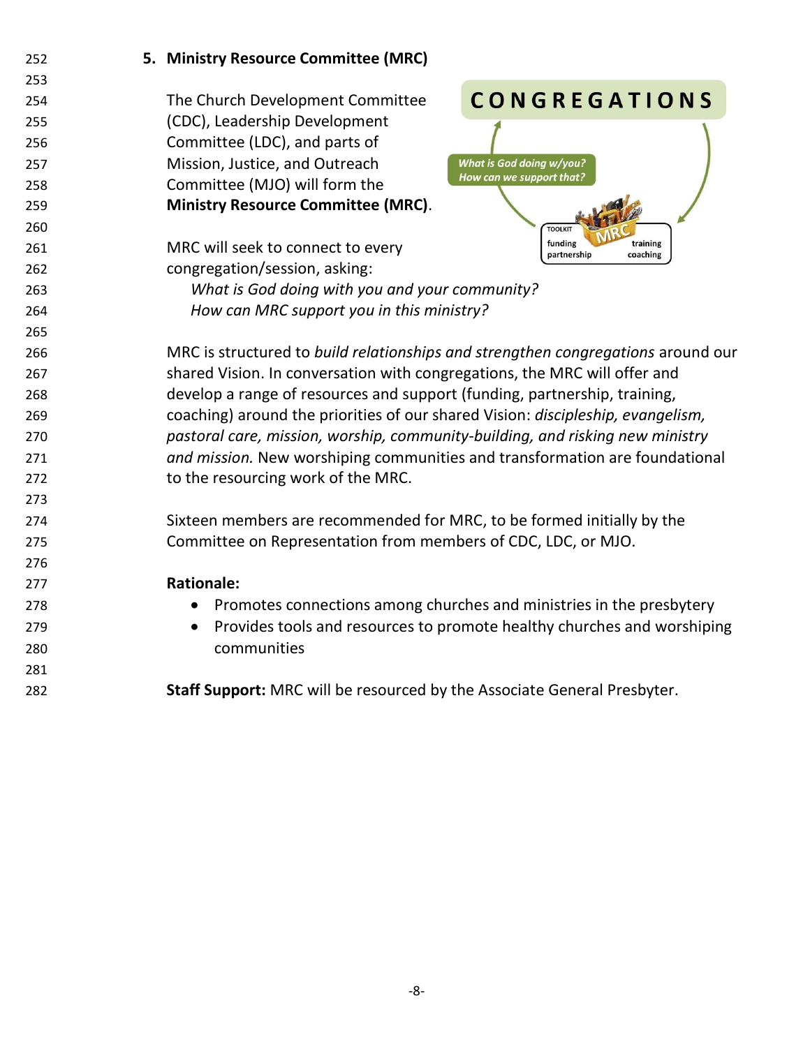## 5. Ministry Resource Committee (MRC)

The Church Development Committee (CDC), Leadership Development Committee (LDC), and parts of Mission, Justice, and Outreach Committee (MJO) will form the **Ministry Resource Committee (MRC)**.

MRC will seek to connect to every congregation/session, asking:

*What is God doing with you and your community?*
*How can MRC support you in this ministry?*

MRC is structured to *build relationships and strengthen congregations* around our shared Vision. In conversation with congregations, the MRC will offer and develop a range of resources and support (funding, partnership, training, coaching) around the priorities of our shared Vision: *discipleship, evangelism, pastoral care, mission, worship, community-building, and risking new ministry and mission.* New worshiping communities and transformation are foundational to the resourcing work of the MRC.

Sixteen members are recommended for MRC, to be formed initially by the Committee on Representation from members of CDC, LDC, or MJO.

**Rationale:**

- Promotes connections among churches and ministries in the presbytery
- Provides tools and resources to promote healthy churches and worshiping communities

**Staff Support:** MRC will be resourced by the Associate General Presbyter.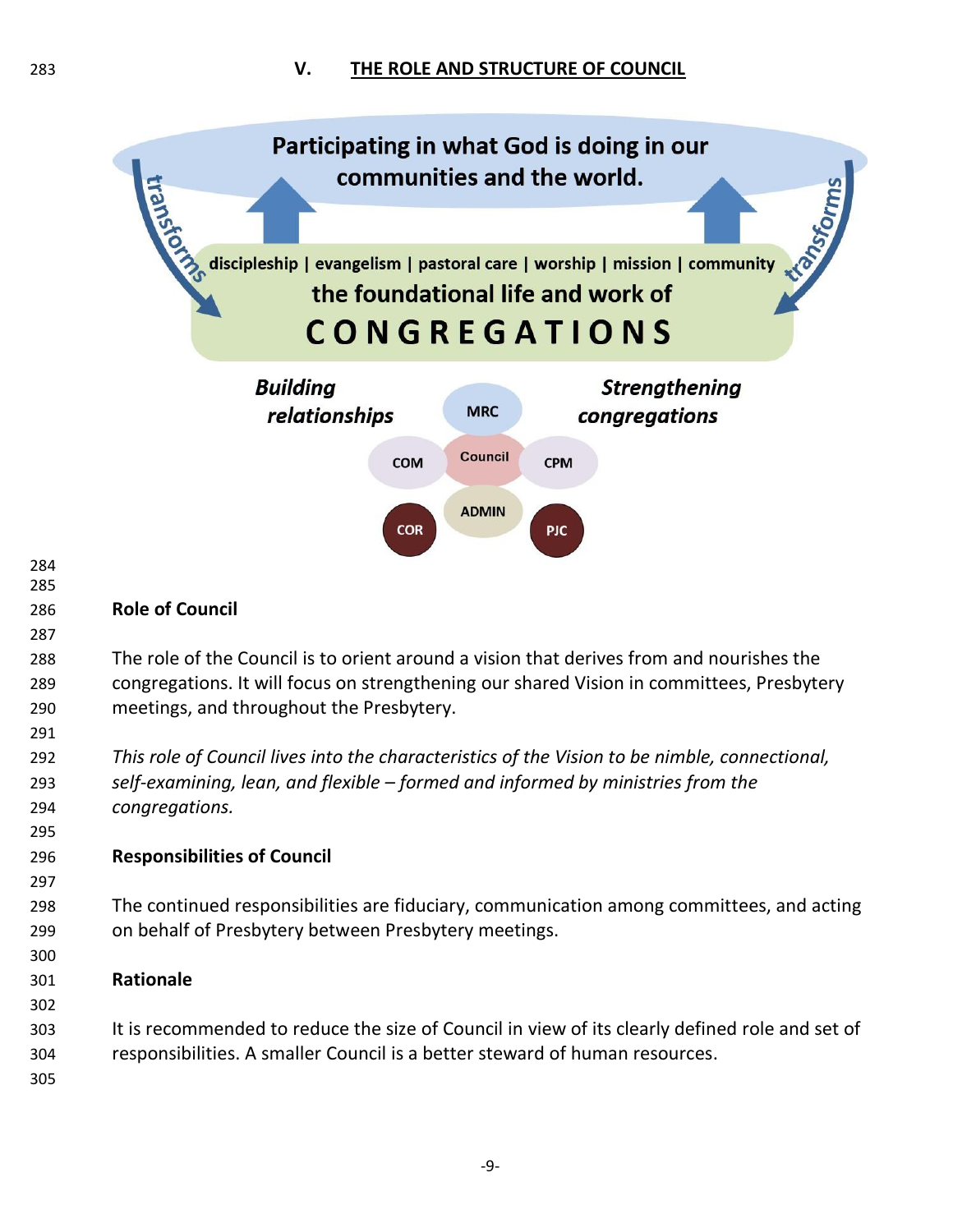## V. THE ROLE AND STRUCTURE OF COUNCIL

Participating in what God is doing in our communities and the world.

transforms

discipleship | evangelism | pastoral care | worship | mission | community

the foundational life and work of

CONGREGATIONS

transforms

*Building relationships*

*Strengthening congregations*

MRC

COM

Council

CPM

ADMIN

COR

PJC

### Role of Council

The role of the Council is to orient around a vision that derives from and nourishes the congregations. It will focus on strengthening our shared Vision in committees, Presbytery meetings, and throughout the Presbytery.

*This role of Council lives into the characteristics of the Vision to be nimble, connectional, self-examining, lean, and flexible – formed and informed by ministries from the congregations.*

### Responsibilities of Council

The continued responsibilities are fiduciary, communication among committees, and acting on behalf of Presbytery between Presbytery meetings.

### Rationale

It is recommended to reduce the size of Council in view of its clearly defined role and set of responsibilities. A smaller Council is a better steward of human resources.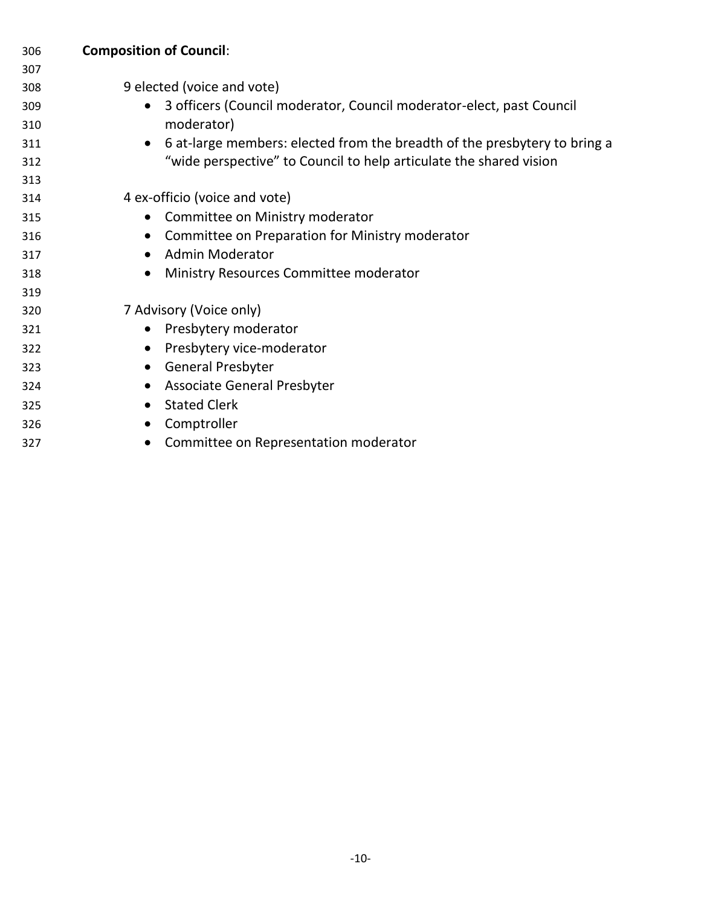**Composition of Council**:

9 elected (voice and vote)

- 3 officers (Council moderator, Council moderator-elect, past Council moderator)
- 6 at-large members: elected from the breadth of the presbytery to bring a "wide perspective" to Council to help articulate the shared vision

4 ex-officio (voice and vote)

- Committee on Ministry moderator
- Committee on Preparation for Ministry moderator
- Admin Moderator
- Ministry Resources Committee moderator

7 Advisory (Voice only)

- Presbytery moderator
- Presbytery vice-moderator
- General Presbyter
- Associate General Presbyter
- Stated Clerk
- Comptroller
- Committee on Representation moderator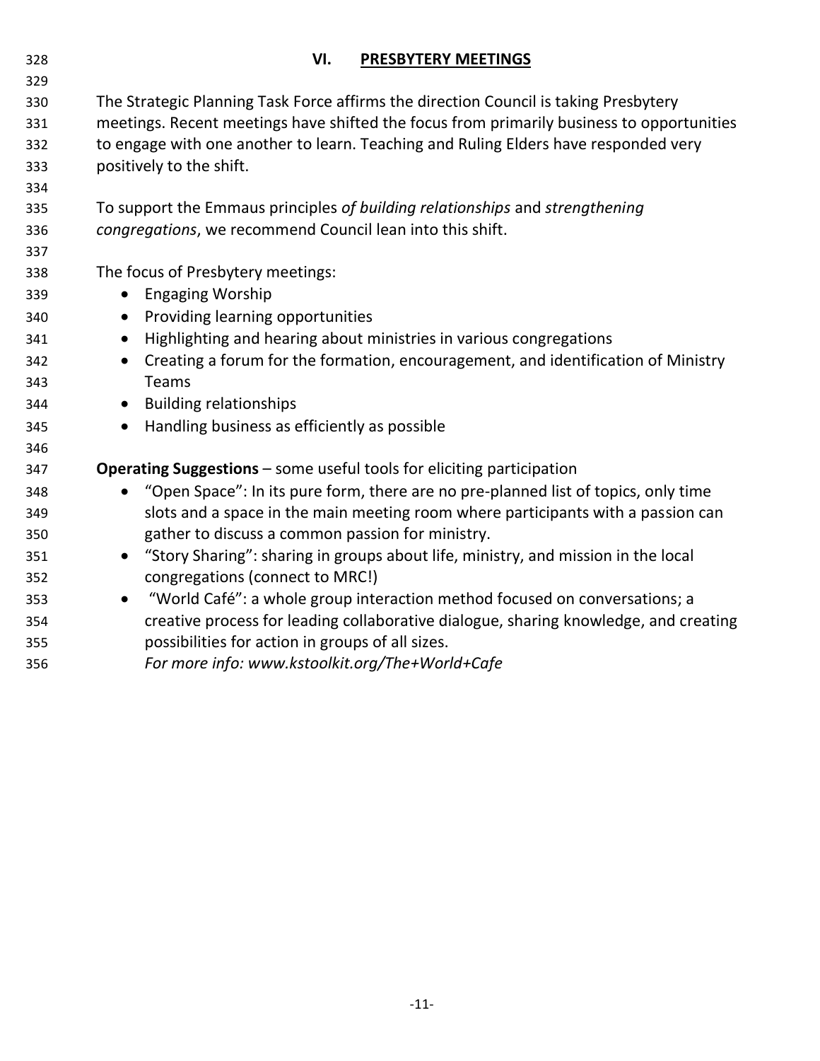## VI. PRESBYTERY MEETINGS

The Strategic Planning Task Force affirms the direction Council is taking Presbytery meetings. Recent meetings have shifted the focus from primarily business to opportunities to engage with one another to learn. Teaching and Ruling Elders have responded very positively to the shift.

To support the Emmaus principles *of building relationships* and *strengthening congregations*, we recommend Council lean into this shift.

The focus of Presbytery meetings:

- Engaging Worship
- Providing learning opportunities
- Highlighting and hearing about ministries in various congregations
- Creating a forum for the formation, encouragement, and identification of Ministry Teams
- Building relationships
- Handling business as efficiently as possible

**Operating Suggestions** – some useful tools for eliciting participation

- "Open Space": In its pure form, there are no pre-planned list of topics, only time slots and a space in the main meeting room where participants with a passion can gather to discuss a common passion for ministry.
- "Story Sharing": sharing in groups about life, ministry, and mission in the local congregations (connect to MRC!)
- "World Café": a whole group interaction method focused on conversations; a creative process for leading collaborative dialogue, sharing knowledge, and creating possibilities for action in groups of all sizes.
  *For more info: www.kstoolkit.org/The+World+Cafe*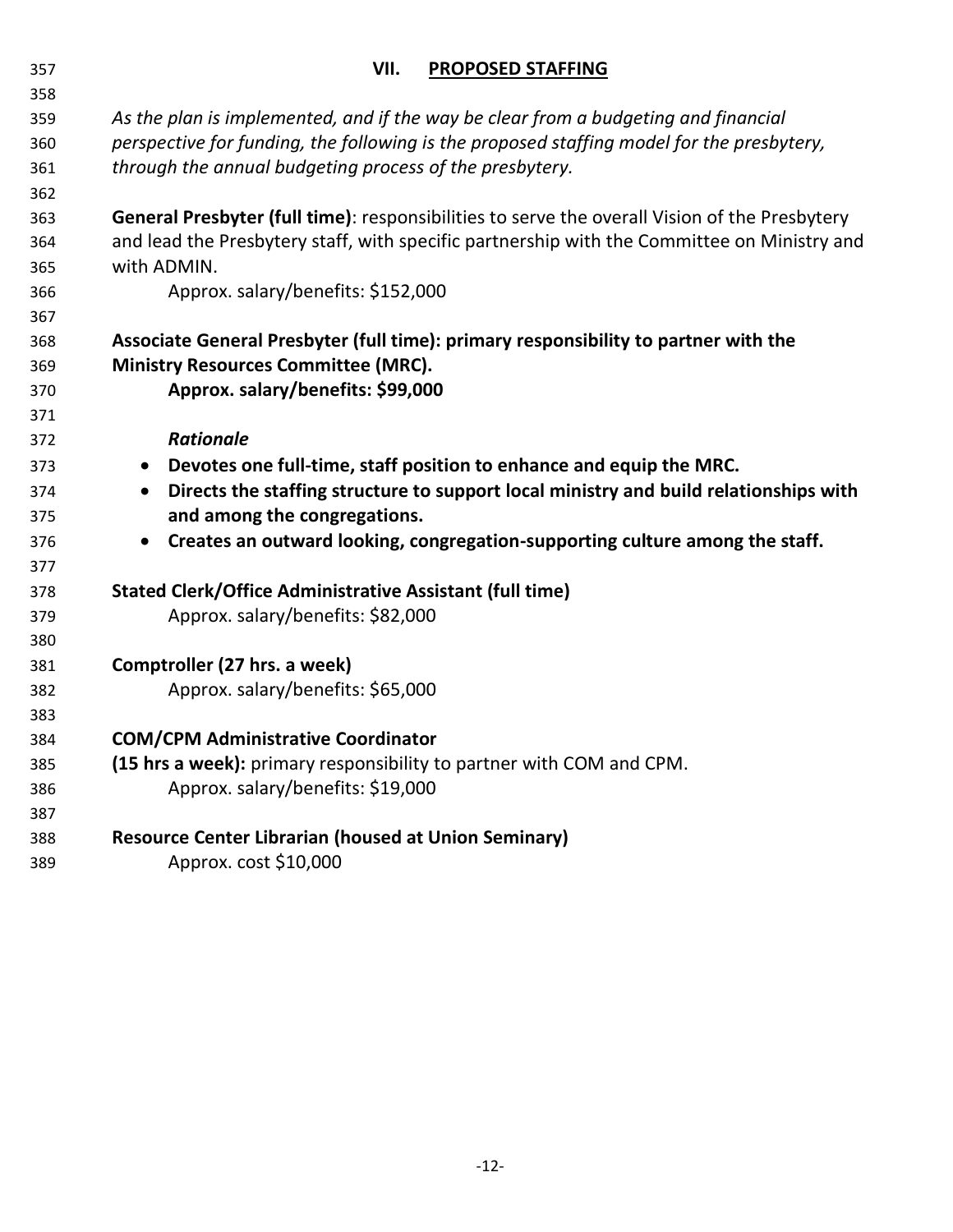## VII. PROPOSED STAFFING

*As the plan is implemented, and if the way be clear from a budgeting and financial perspective for funding, the following is the proposed staffing model for the presbytery, through the annual budgeting process of the presbytery.*

**General Presbyter (full time)**: responsibilities to serve the overall Vision of the Presbytery and lead the Presbytery staff, with specific partnership with the Committee on Ministry and with ADMIN.

Approx. salary/benefits: $152,000

**Associate General Presbyter (full time): primary responsibility to partner with the Ministry Resources Committee (MRC).**

**Approx. salary/benefits: $99,000**

***Rationale***

- **Devotes one full-time, staff position to enhance and equip the MRC.**
- **Directs the staffing structure to support local ministry and build relationships with and among the congregations.**
- **Creates an outward looking, congregation-supporting culture among the staff.**

**Stated Clerk/Office Administrative Assistant (full time)**

Approx. salary/benefits: $82,000

**Comptroller (27 hrs. a week)**

Approx. salary/benefits: $65,000

**COM/CPM Administrative Coordinator**

**(15 hrs a week):** primary responsibility to partner with COM and CPM.

Approx. salary/benefits: $19,000

**Resource Center Librarian (housed at Union Seminary)**

Approx. cost $10,000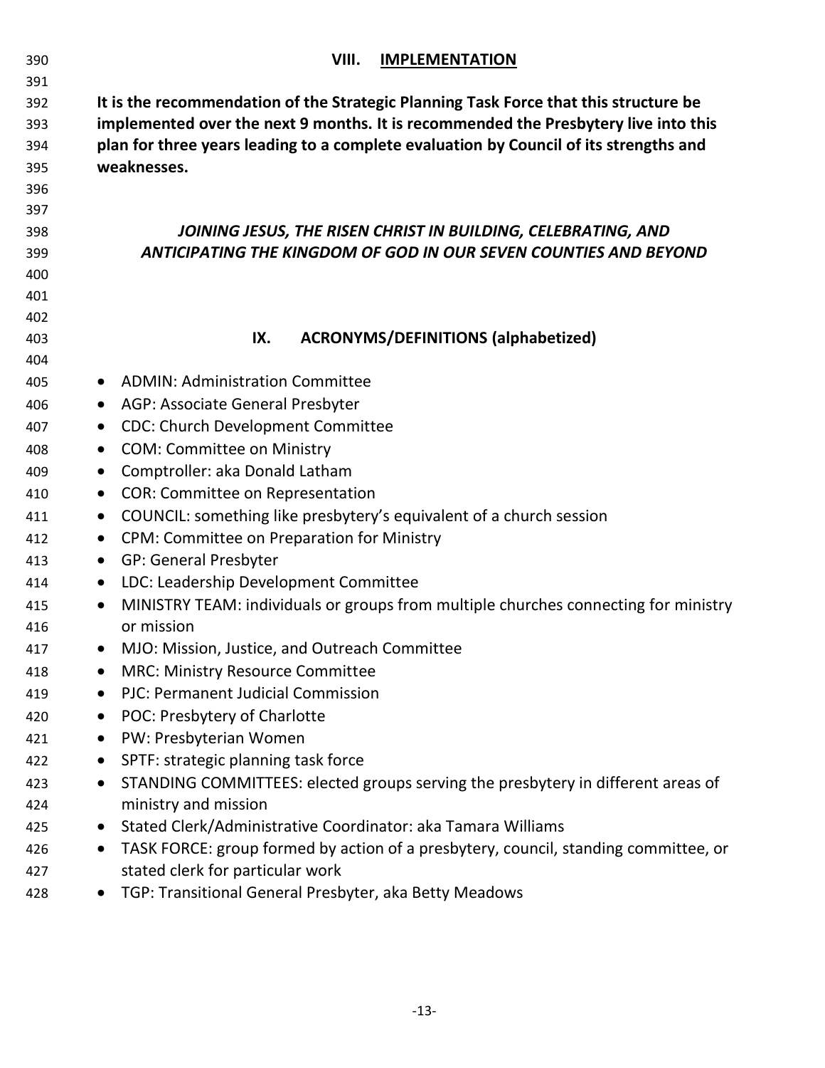## VIII. IMPLEMENTATION

**It is the recommendation of the Strategic Planning Task Force that this structure be implemented over the next 9 months. It is recommended the Presbytery live into this plan for three years leading to a complete evaluation by Council of its strengths and weaknesses.**

***JOINING JESUS, THE RISEN CHRIST IN BUILDING, CELEBRATING, AND ANTICIPATING THE KINGDOM OF GOD IN OUR SEVEN COUNTIES AND BEYOND***

## IX. ACRONYMS/DEFINITIONS (alphabetized)

- ADMIN: Administration Committee
- AGP: Associate General Presbyter
- CDC: Church Development Committee
- COM: Committee on Ministry
- Comptroller: aka Donald Latham
- COR: Committee on Representation
- COUNCIL: something like presbytery's equivalent of a church session
- CPM: Committee on Preparation for Ministry
- GP: General Presbyter
- LDC: Leadership Development Committee
- MINISTRY TEAM: individuals or groups from multiple churches connecting for ministry or mission
- MJO: Mission, Justice, and Outreach Committee
- MRC: Ministry Resource Committee
- PJC: Permanent Judicial Commission
- POC: Presbytery of Charlotte
- PW: Presbyterian Women
- SPTF: strategic planning task force
- STANDING COMMITTEES: elected groups serving the presbytery in different areas of ministry and mission
- Stated Clerk/Administrative Coordinator: aka Tamara Williams
- TASK FORCE: group formed by action of a presbytery, council, standing committee, or stated clerk for particular work
- TGP: Transitional General Presbyter, aka Betty Meadows